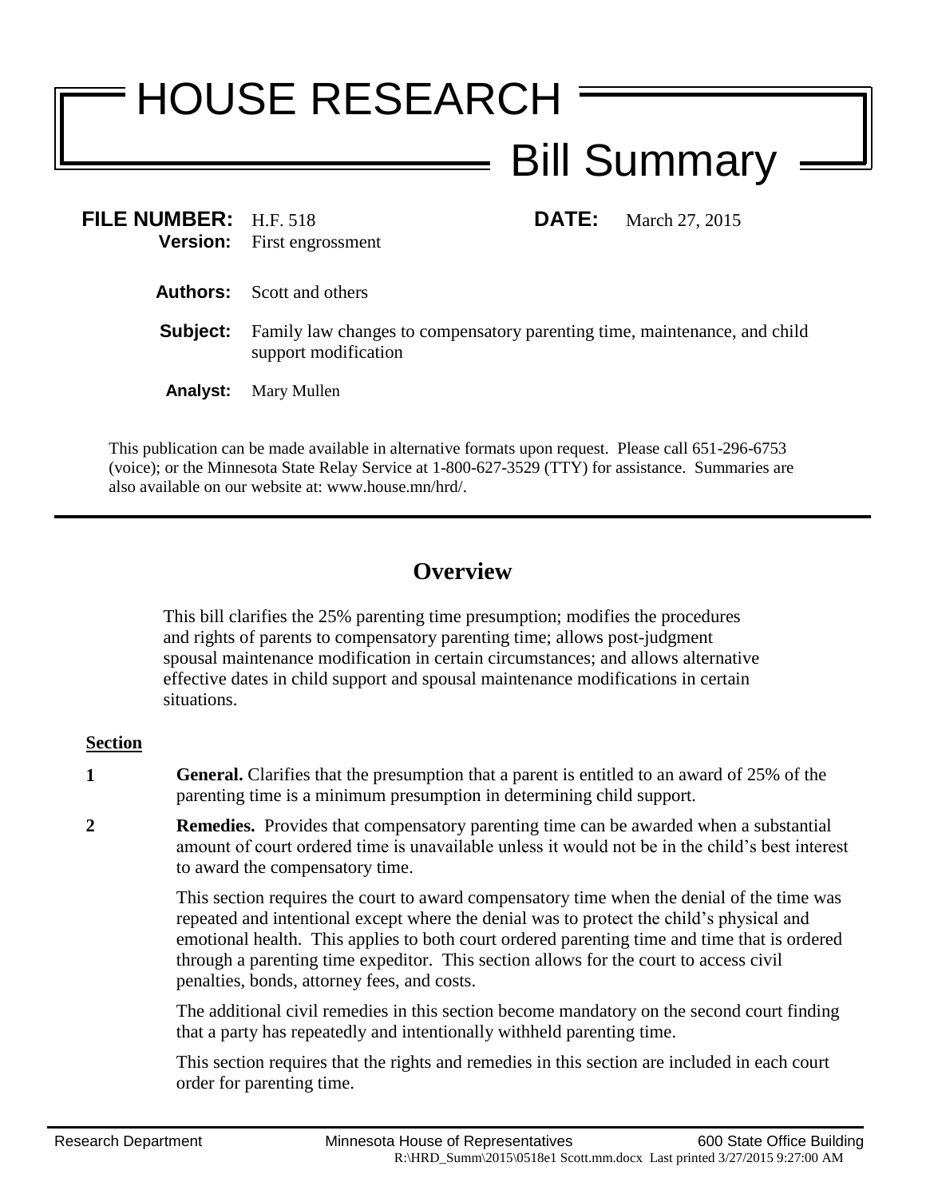# HOUSE RESEARCH

## Bill Summary

**FILE NUMBER:** H.F. 518 **DATE:** March 27, 2015

**Version:** First engrossment

**Authors:** Scott and others

**Subject:** Family law changes to compensatory parenting time, maintenance, and child support modification

**Analyst:** Mary Mullen

This publication can be made available in alternative formats upon request. Please call 651-296-6753 (voice); or the Minnesota State Relay Service at 1-800-627-3529 (TTY) for assistance. Summaries are also available on our website at: www.house.mn/hrd/.

---

## Overview

This bill clarifies the 25% parenting time presumption; modifies the procedures and rights of parents to compensatory parenting time; allows post-judgment spousal maintenance modification in certain circumstances; and allows alternative effective dates in child support and spousal maintenance modifications in certain situations.

**Section**

**1** **General.** Clarifies that the presumption that a parent is entitled to an award of 25% of the parenting time is a minimum presumption in determining child support.

**2** **Remedies.** Provides that compensatory parenting time can be awarded when a substantial amount of court ordered time is unavailable unless it would not be in the child's best interest to award the compensatory time.

This section requires the court to award compensatory time when the denial of the time was repeated and intentional except where the denial was to protect the child's physical and emotional health. This applies to both court ordered parenting time and time that is ordered through a parenting time expeditor. This section allows for the court to access civil penalties, bonds, attorney fees, and costs.

The additional civil remedies in this section become mandatory on the second court finding that a party has repeatedly and intentionally withheld parenting time.

This section requires that the rights and remedies in this section are included in each court order for parenting time.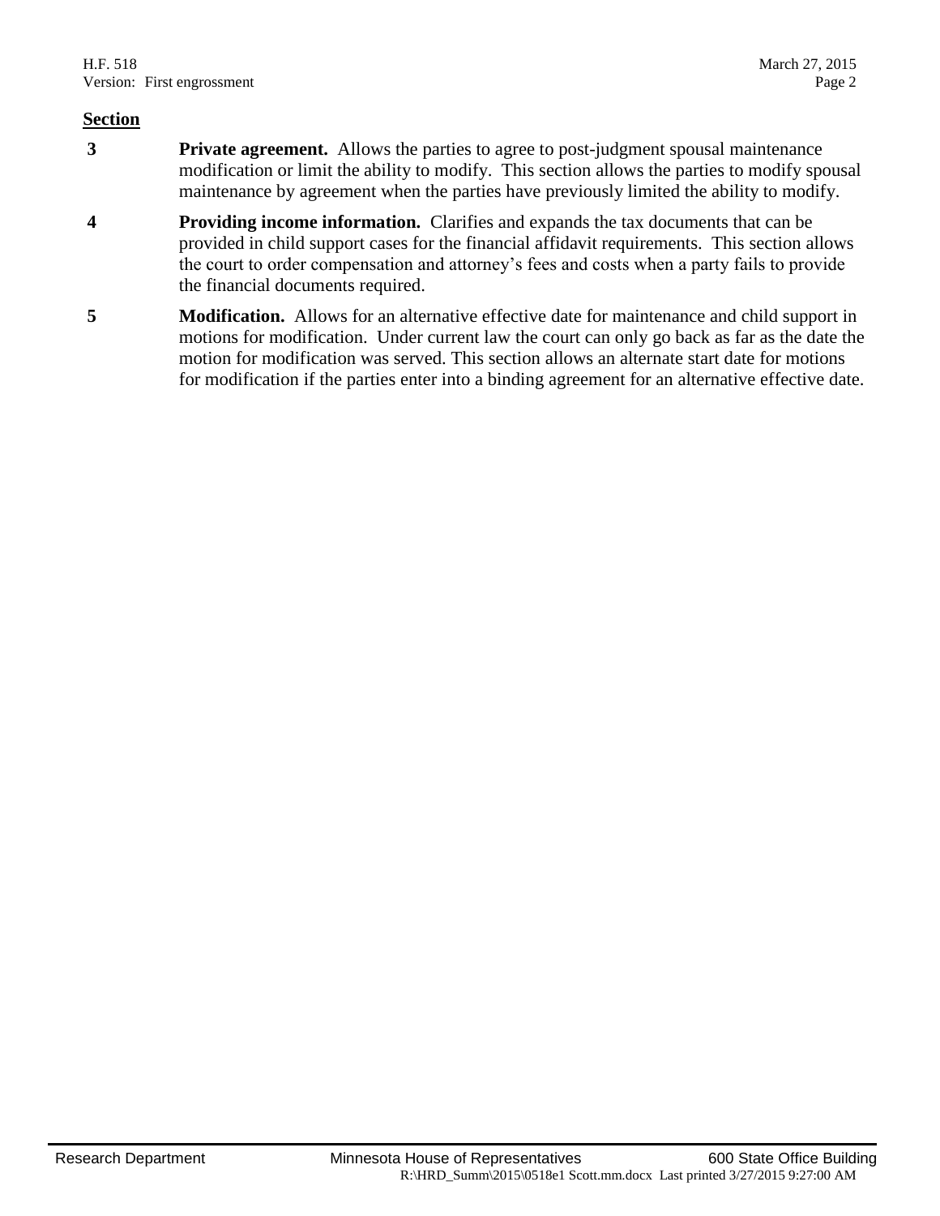**Section**

| | |
|---|---|
| **3** | **Private agreement.** Allows the parties to agree to post-judgment spousal maintenance modification or limit the ability to modify. This section allows the parties to modify spousal maintenance by agreement when the parties have previously limited the ability to modify. |
| **4** | **Providing income information.** Clarifies and expands the tax documents that can be provided in child support cases for the financial affidavit requirements. This section allows the court to order compensation and attorney's fees and costs when a party fails to provide the financial documents required. |
| **5** | **Modification.** Allows for an alternative effective date for maintenance and child support in motions for modification. Under current law the court can only go back as far as the date the motion for modification was served. This section allows an alternate start date for motions for modification if the parties enter into a binding agreement for an alternative effective date. |